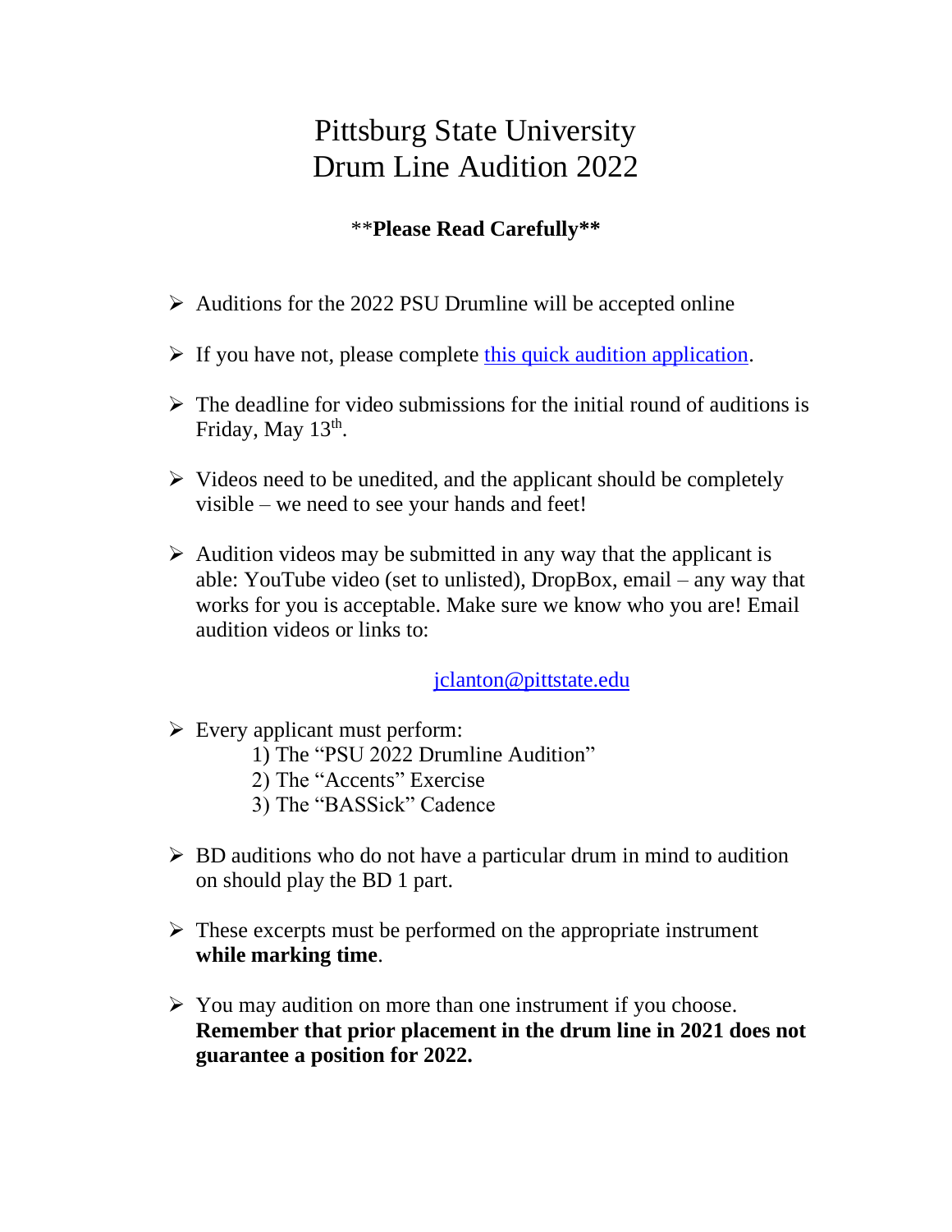# Pittsburg State University
# Drum Line Audition 2022

**Please Read Carefully**

- Auditions for the 2022 PSU Drumline will be accepted online
- If you have not, please complete this quick audition application.
- The deadline for video submissions for the initial round of auditions is Friday, May 13th.
- Videos need to be unedited, and the applicant should be completely visible – we need to see your hands and feet!
- Audition videos may be submitted in any way that the applicant is able: YouTube video (set to unlisted), DropBox, email – any way that works for you is acceptable. Make sure we know who you are! Email audition videos or links to:

  jclanton@pittstate.edu

- Every applicant must perform:
  1) The "PSU 2022 Drumline Audition"
  2) The "Accents" Exercise
  3) The "BASSick" Cadence
- BD auditions who do not have a particular drum in mind to audition on should play the BD 1 part.
- These excerpts must be performed on the appropriate instrument **while marking time**.
- You may audition on more than one instrument if you choose. **Remember that prior placement in the drum line in 2021 does not guarantee a position for 2022.**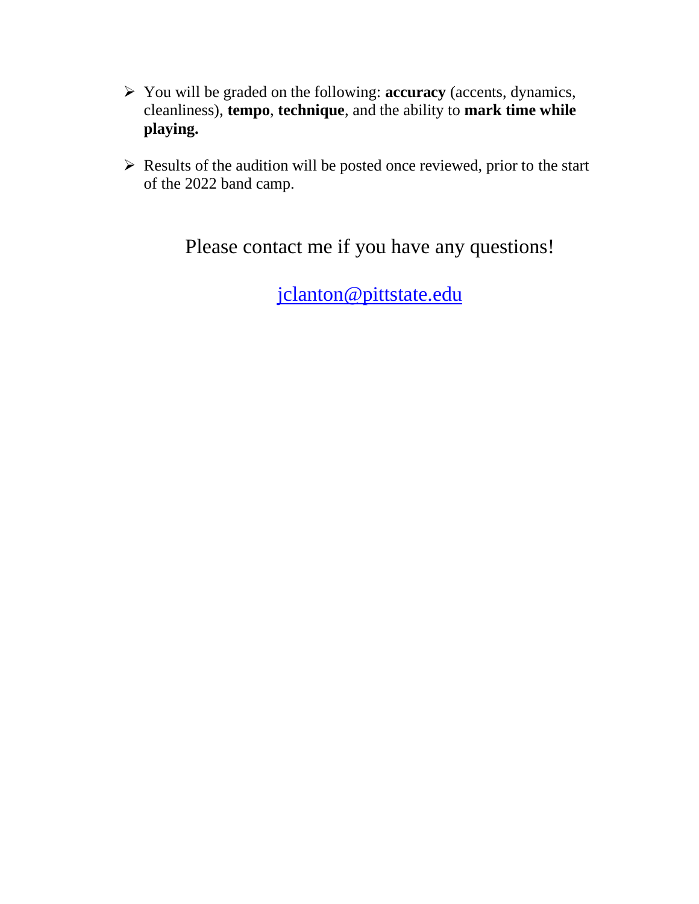- You will be graded on the following: **accuracy** (accents, dynamics, cleanliness), **tempo**, **technique**, and the ability to **mark time while playing.**

- Results of the audition will be posted once reviewed, prior to the start of the 2022 band camp.

Please contact me if you have any questions!

[jclanton@pittstate.edu](mailto:jclanton@pittstate.edu)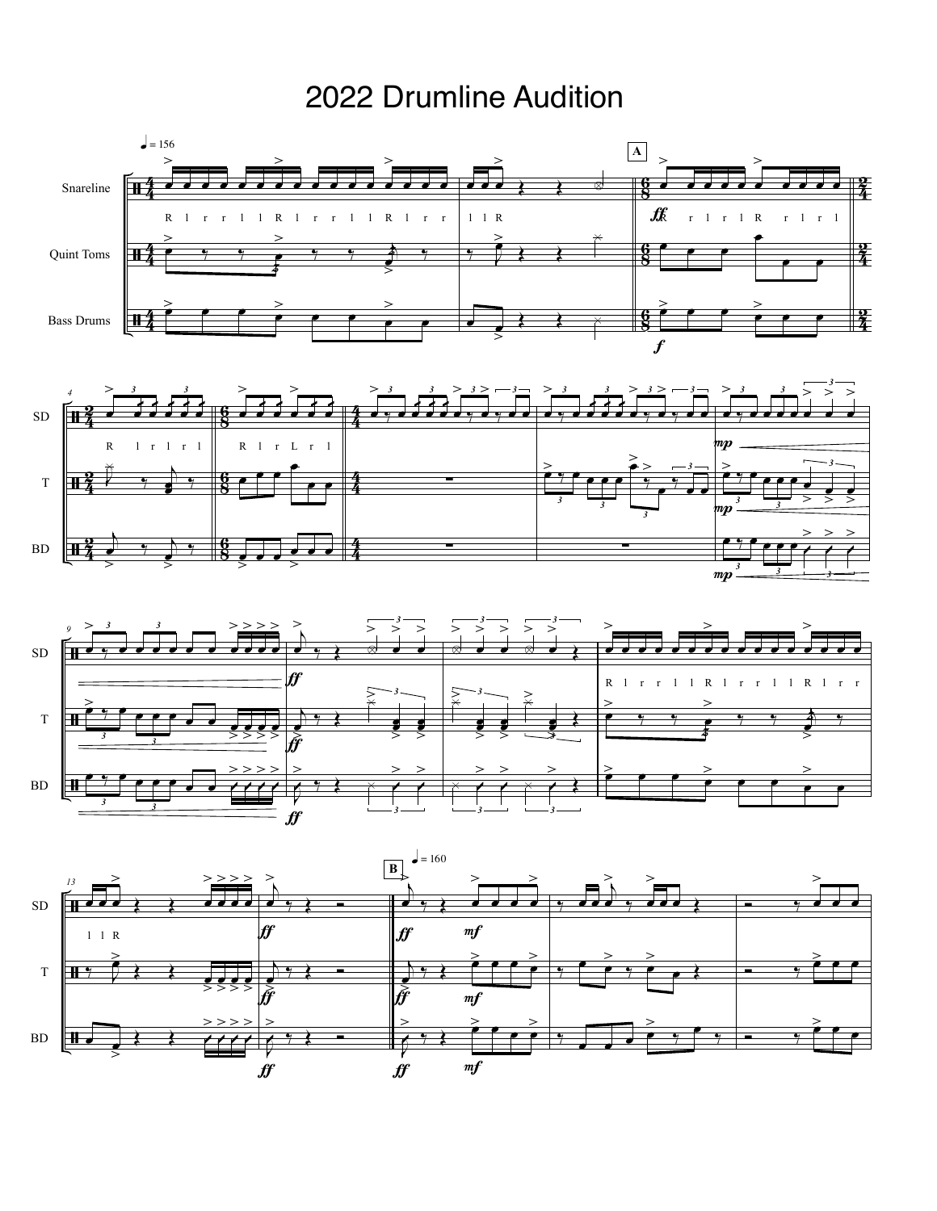# 2022 Drumline Audition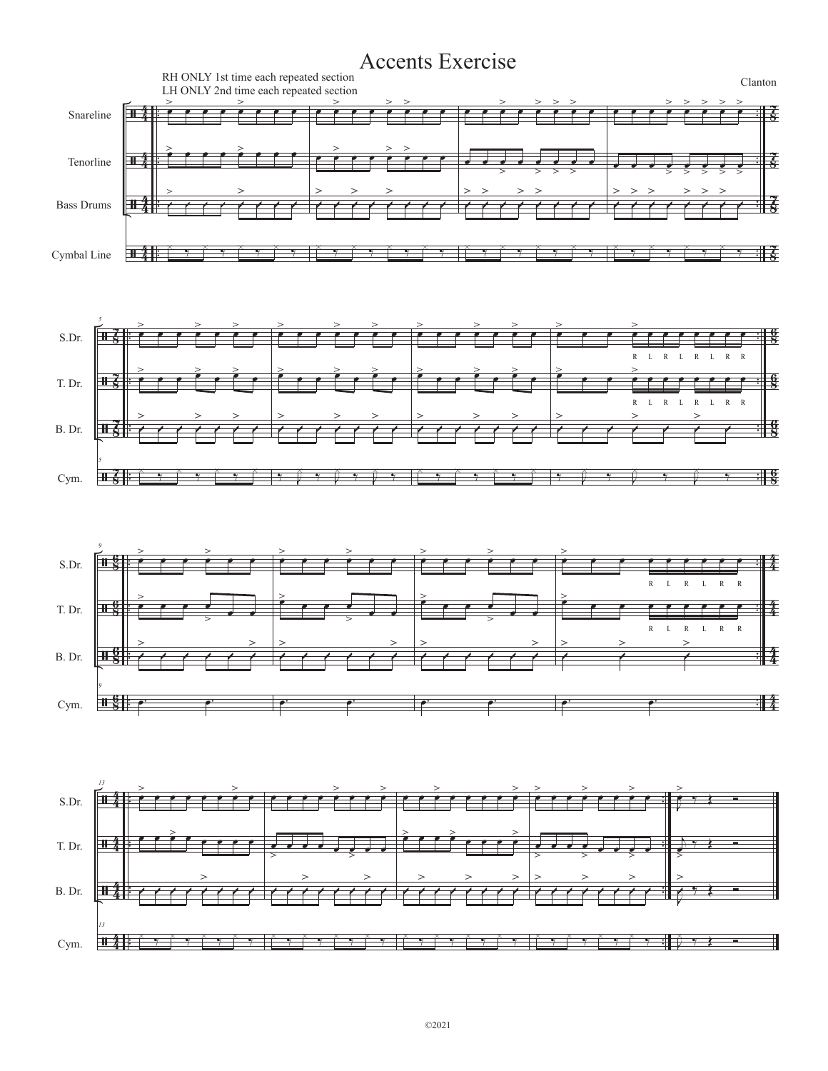# Accents Exercise

Clanton

RH ONLY 1st time each repeated section
LH ONLY 2nd time each repeated section

©2021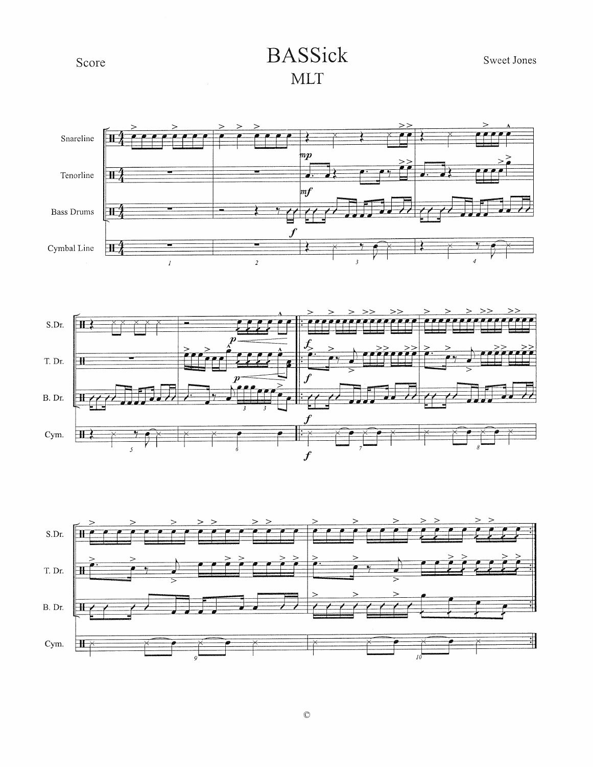Score

# BASSick

## MLT

Sweet Jones

Snareline

Tenorline

Bass Drums

Cymbal Line

S.Dr.

T. Dr.

B. Dr.

Cym.

©